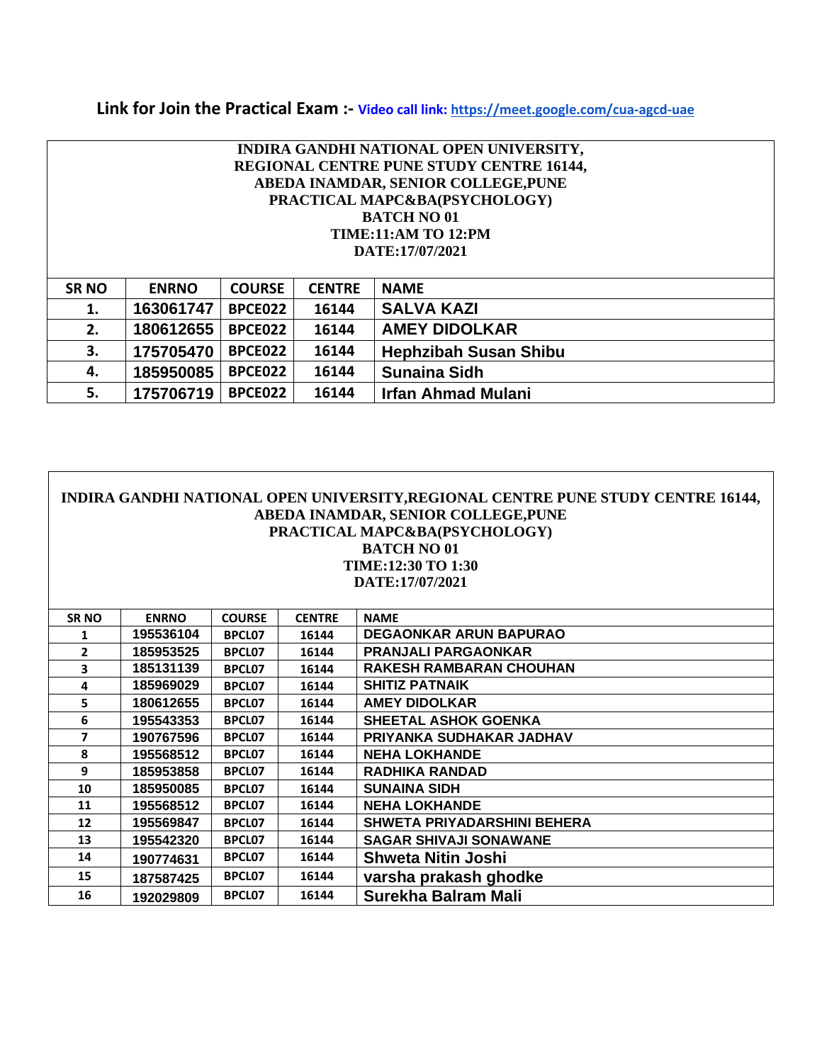**Link for Join the Practical Exam :-** **Video call link: https://meet.google.com/cua-agcd-uae**

**INDIRA GANDHI NATIONAL OPEN UNIVERSITY,**
**REGIONAL CENTRE PUNE STUDY CENTRE 16144,**
**ABEDA INAMDAR, SENIOR COLLEGE,PUNE**
**PRACTICAL MAPC&BA(PSYCHOLOGY)**
**BATCH NO 01**
**TIME:11:AM TO 12:PM**
**DATE:17/07/2021**

| SR NO | ENRNO | COURSE | CENTRE | NAME |
|---|---|---|---|---|
| 1. | 163061747 | BPCE022 | 16144 | SALVA KAZI |
| 2. | 180612655 | BPCE022 | 16144 | AMEY DIDOLKAR |
| 3. | 175705470 | BPCE022 | 16144 | Hephzibah Susan Shibu |
| 4. | 185950085 | BPCE022 | 16144 | Sunaina Sidh |
| 5. | 175706719 | BPCE022 | 16144 | Irfan Ahmad Mulani |

**INDIRA GANDHI NATIONAL OPEN UNIVERSITY,REGIONAL CENTRE PUNE STUDY CENTRE 16144,**
**ABEDA INAMDAR, SENIOR COLLEGE,PUNE**
**PRACTICAL MAPC&BA(PSYCHOLOGY)**
**BATCH NO 01**
**TIME:12:30 TO 1:30**
**DATE:17/07/2021**

| SR NO | ENRNO | COURSE | CENTRE | NAME |
|---|---|---|---|---|
| 1 | 195536104 | BPCL07 | 16144 | DEGAONKAR ARUN BAPURAO |
| 2 | 185953525 | BPCL07 | 16144 | PRANJALI PARGAONKAR |
| 3 | 185131139 | BPCL07 | 16144 | RAKESH RAMBARAN CHOUHAN |
| 4 | 185969029 | BPCL07 | 16144 | SHITIZ PATNAIK |
| 5 | 180612655 | BPCL07 | 16144 | AMEY DIDOLKAR |
| 6 | 195543353 | BPCL07 | 16144 | SHEETAL ASHOK GOENKA |
| 7 | 190767596 | BPCL07 | 16144 | PRIYANKA SUDHAKAR JADHAV |
| 8 | 195568512 | BPCL07 | 16144 | NEHA LOKHANDE |
| 9 | 185953858 | BPCL07 | 16144 | RADHIKA RANDAD |
| 10 | 185950085 | BPCL07 | 16144 | SUNAINA SIDH |
| 11 | 195568512 | BPCL07 | 16144 | NEHA LOKHANDE |
| 12 | 195569847 | BPCL07 | 16144 | SHWETA PRIYADARSHINI BEHERA |
| 13 | 195542320 | BPCL07 | 16144 | SAGAR SHIVAJI SONAWANE |
| 14 | 190774631 | BPCL07 | 16144 | Shweta Nitin Joshi |
| 15 | 187587425 | BPCL07 | 16144 | varsha prakash ghodke |
| 16 | 192029809 | BPCL07 | 16144 | Surekha Balram Mali |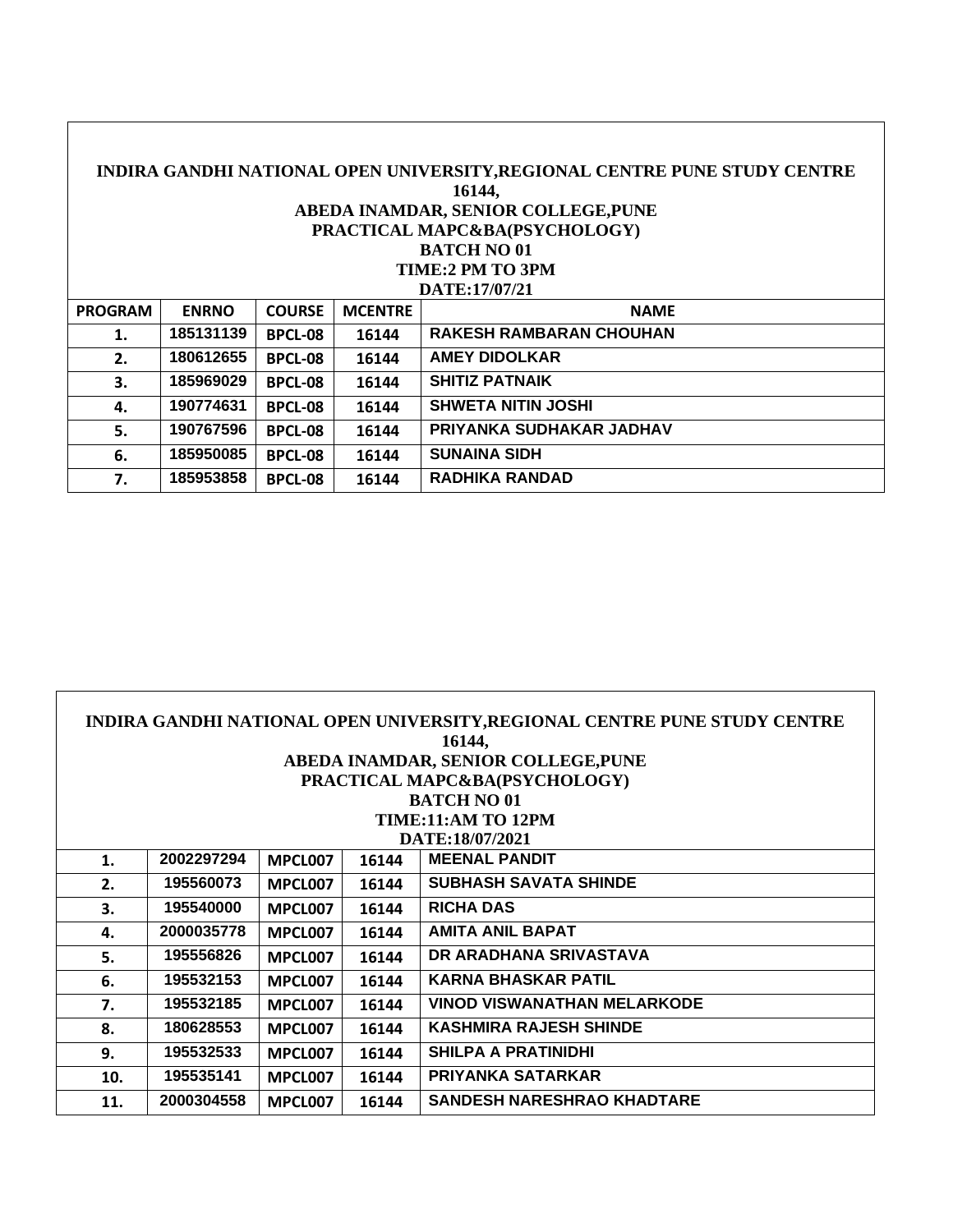**INDIRA GANDHI NATIONAL OPEN UNIVERSITY,REGIONAL CENTRE PUNE STUDY CENTRE 16144,**
**ABEDA INAMDAR, SENIOR COLLEGE,PUNE**
**PRACTICAL MAPC&BA(PSYCHOLOGY)**
**BATCH NO 01**
**TIME:2 PM TO 3PM**
**DATE:17/07/21**

| PROGRAM | ENRNO | COURSE | MCENTRE | NAME |
|---|---|---|---|---|
| 1. | 185131139 | BPCL-08 | 16144 | RAKESH RAMBARAN CHOUHAN |
| 2. | 180612655 | BPCL-08 | 16144 | AMEY DIDOLKAR |
| 3. | 185969029 | BPCL-08 | 16144 | SHITIZ PATNAIK |
| 4. | 190774631 | BPCL-08 | 16144 | SHWETA NITIN JOSHI |
| 5. | 190767596 | BPCL-08 | 16144 | PRIYANKA SUDHAKAR JADHAV |
| 6. | 185950085 | BPCL-08 | 16144 | SUNAINA SIDH |
| 7. | 185953858 | BPCL-08 | 16144 | RADHIKA RANDAD |

**INDIRA GANDHI NATIONAL OPEN UNIVERSITY,REGIONAL CENTRE PUNE STUDY CENTRE 16144,**
**ABEDA INAMDAR, SENIOR COLLEGE,PUNE**
**PRACTICAL MAPC&BA(PSYCHOLOGY)**
**BATCH NO 01**
**TIME:11:AM TO 12PM**
**DATE:18/07/2021**

| | | | | |
|---|---|---|---|---|
| 1. | 2002297294 | MPCL007 | 16144 | MEENAL PANDIT |
| 2. | 195560073 | MPCL007 | 16144 | SUBHASH SAVATA SHINDE |
| 3. | 195540000 | MPCL007 | 16144 | RICHA DAS |
| 4. | 2000035778 | MPCL007 | 16144 | AMITA ANIL BAPAT |
| 5. | 195556826 | MPCL007 | 16144 | DR ARADHANA SRIVASTAVA |
| 6. | 195532153 | MPCL007 | 16144 | KARNA BHASKAR PATIL |
| 7. | 195532185 | MPCL007 | 16144 | VINOD VISWANATHAN MELARKODE |
| 8. | 180628553 | MPCL007 | 16144 | KASHMIRA RAJESH SHINDE |
| 9. | 195532533 | MPCL007 | 16144 | SHILPA A PRATINIDHI |
| 10. | 195535141 | MPCL007 | 16144 | PRIYANKA SATARKAR |
| 11. | 2000304558 | MPCL007 | 16144 | SANDESH NARESHRAO KHADTARE |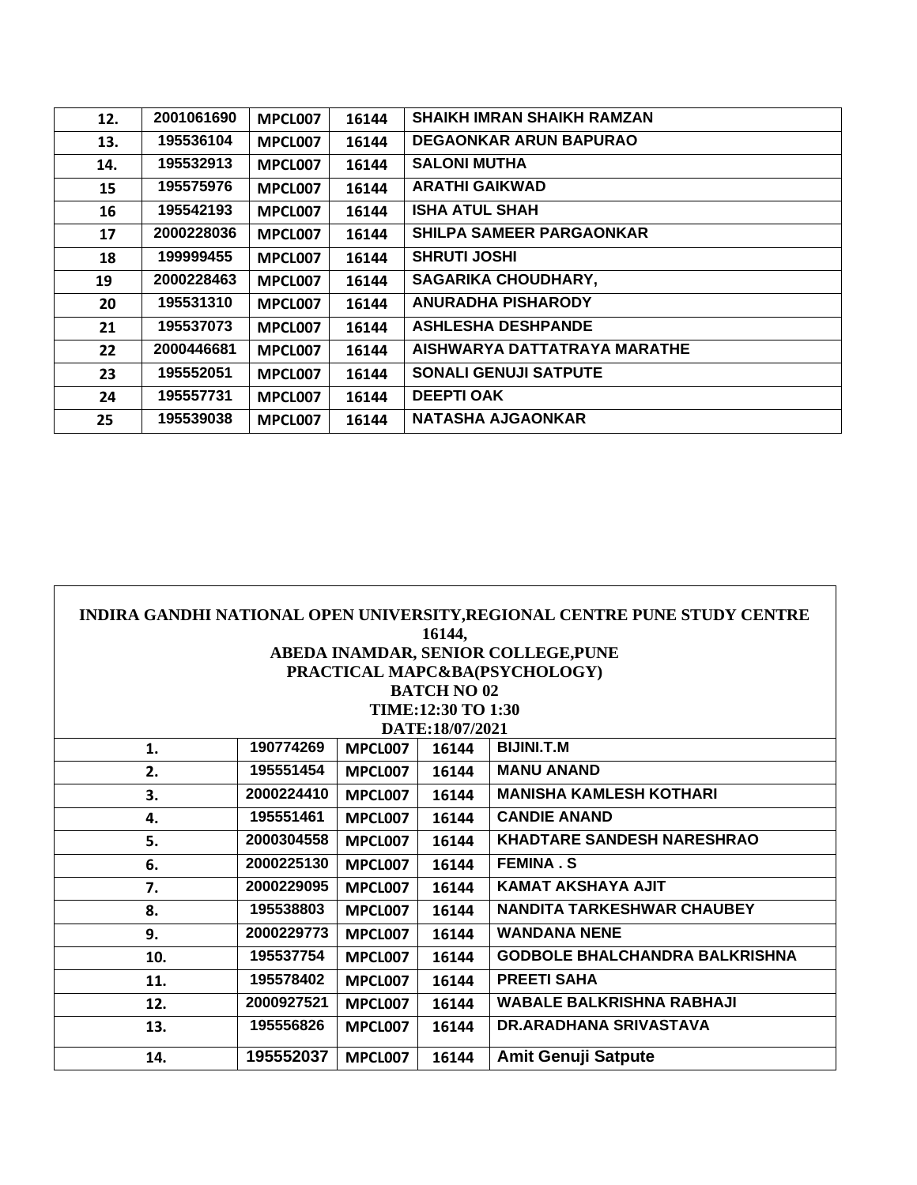| | | | | |
|---|---|---|---|---|
| 12. | 2001061690 | MPCL007 | 16144 | SHAIKH IMRAN SHAIKH RAMZAN |
| 13. | 195536104 | MPCL007 | 16144 | DEGAONKAR ARUN BAPURAO |
| 14. | 195532913 | MPCL007 | 16144 | SALONI MUTHA |
| 15 | 195575976 | MPCL007 | 16144 | ARATHI GAIKWAD |
| 16 | 195542193 | MPCL007 | 16144 | ISHA ATUL SHAH |
| 17 | 2000228036 | MPCL007 | 16144 | SHILPA SAMEER PARGAONKAR |
| 18 | 199999455 | MPCL007 | 16144 | SHRUTI JOSHI |
| 19 | 2000228463 | MPCL007 | 16144 | SAGARIKA CHOUDHARY, |
| 20 | 195531310 | MPCL007 | 16144 | ANURADHA PISHARODY |
| 21 | 195537073 | MPCL007 | 16144 | ASHLESHA DESHPANDE |
| 22 | 2000446681 | MPCL007 | 16144 | AISHWARYA DATTATRAYA MARATHE |
| 23 | 195552051 | MPCL007 | 16144 | SONALI GENUJI SATPUTE |
| 24 | 195557731 | MPCL007 | 16144 | DEEPTI OAK |
| 25 | 195539038 | MPCL007 | 16144 | NATASHA AJGAONKAR |

**INDIRA GANDHI NATIONAL OPEN UNIVERSITY,REGIONAL CENTRE PUNE STUDY CENTRE 16144,**
**ABEDA INAMDAR, SENIOR COLLEGE,PUNE**
**PRACTICAL MAPC&BA(PSYCHOLOGY)**
**BATCH NO 02**
**TIME:12:30 TO 1:30**
**DATE:18/07/2021**

| | | | | |
|---|---|---|---|---|
| 1. | 190774269 | MPCL007 | 16144 | BIJINI.T.M |
| 2. | 195551454 | MPCL007 | 16144 | MANU ANAND |
| 3. | 2000224410 | MPCL007 | 16144 | MANISHA KAMLESH KOTHARI |
| 4. | 195551461 | MPCL007 | 16144 | CANDIE ANAND |
| 5. | 2000304558 | MPCL007 | 16144 | KHADTARE SANDESH NARESHRAO |
| 6. | 2000225130 | MPCL007 | 16144 | FEMINA . S |
| 7. | 2000229095 | MPCL007 | 16144 | KAMAT AKSHAYA AJIT |
| 8. | 195538803 | MPCL007 | 16144 | NANDITA TARKESHWAR CHAUBEY |
| 9. | 2000229773 | MPCL007 | 16144 | WANDANA NENE |
| 10. | 195537754 | MPCL007 | 16144 | GODBOLE BHALCHANDRA BALKRISHNA |
| 11. | 195578402 | MPCL007 | 16144 | PREETI SAHA |
| 12. | 2000927521 | MPCL007 | 16144 | WABALE BALKRISHNA RABHAJI |
| 13. | 195556826 | MPCL007 | 16144 | DR.ARADHANA SRIVASTAVA |
| 14. | 195552037 | MPCL007 | 16144 | Amit Genuji Satpute |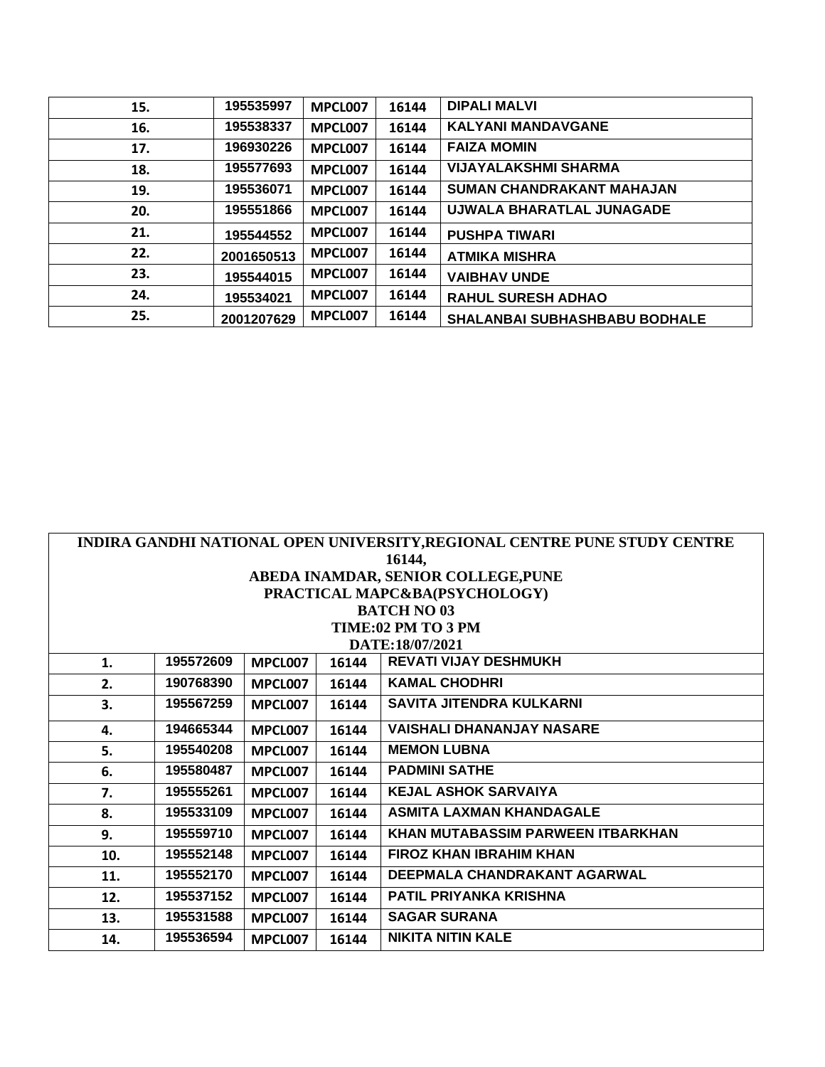| | | | | |
|---|---|---|---|---|
| 15. | 195535997 | MPCL007 | 16144 | DIPALI MALVI |
| 16. | 195538337 | MPCL007 | 16144 | KALYANI MANDAVGANE |
| 17. | 196930226 | MPCL007 | 16144 | FAIZA MOMIN |
| 18. | 195577693 | MPCL007 | 16144 | VIJAYALAKSHMI SHARMA |
| 19. | 195536071 | MPCL007 | 16144 | SUMAN CHANDRAKANT MAHAJAN |
| 20. | 195551866 | MPCL007 | 16144 | UJWALA BHARATLAL JUNAGADE |
| 21. | 195544552 | MPCL007 | 16144 | PUSHPA TIWARI |
| 22. | 2001650513 | MPCL007 | 16144 | ATMIKA MISHRA |
| 23. | 195544015 | MPCL007 | 16144 | VAIBHAV UNDE |
| 24. | 195534021 | MPCL007 | 16144 | RAHUL SURESH ADHAO |
| 25. | 2001207629 | MPCL007 | 16144 | SHALANBAI SUBHASHBABU BODHALE |

**INDIRA GANDHI NATIONAL OPEN UNIVERSITY,REGIONAL CENTRE PUNE STUDY CENTRE 16144,**
**ABEDA INAMDAR, SENIOR COLLEGE,PUNE**
**PRACTICAL MAPC&BA(PSYCHOLOGY)**
**BATCH NO 03**
**TIME:02 PM TO 3 PM**
**DATE:18/07/2021**

| | | | | |
|---|---|---|---|---|
| 1. | 195572609 | MPCL007 | 16144 | REVATI VIJAY DESHMUKH |
| 2. | 190768390 | MPCL007 | 16144 | KAMAL CHODHRI |
| 3. | 195567259 | MPCL007 | 16144 | SAVITA JITENDRA KULKARNI |
| 4. | 194665344 | MPCL007 | 16144 | VAISHALI DHANANJAY NASARE |
| 5. | 195540208 | MPCL007 | 16144 | MEMON LUBNA |
| 6. | 195580487 | MPCL007 | 16144 | PADMINI SATHE |
| 7. | 195555261 | MPCL007 | 16144 | KEJAL ASHOK SARVAIYA |
| 8. | 195533109 | MPCL007 | 16144 | ASMITA LAXMAN KHANDAGALE |
| 9. | 195559710 | MPCL007 | 16144 | KHAN MUTABASSIM PARWEEN ITBARKHAN |
| 10. | 195552148 | MPCL007 | 16144 | FIROZ KHAN IBRAHIM KHAN |
| 11. | 195552170 | MPCL007 | 16144 | DEEPMALA CHANDRAKANT AGARWAL |
| 12. | 195537152 | MPCL007 | 16144 | PATIL PRIYANKA KRISHNA |
| 13. | 195531588 | MPCL007 | 16144 | SAGAR SURANA |
| 14. | 195536594 | MPCL007 | 16144 | NIKITA NITIN KALE |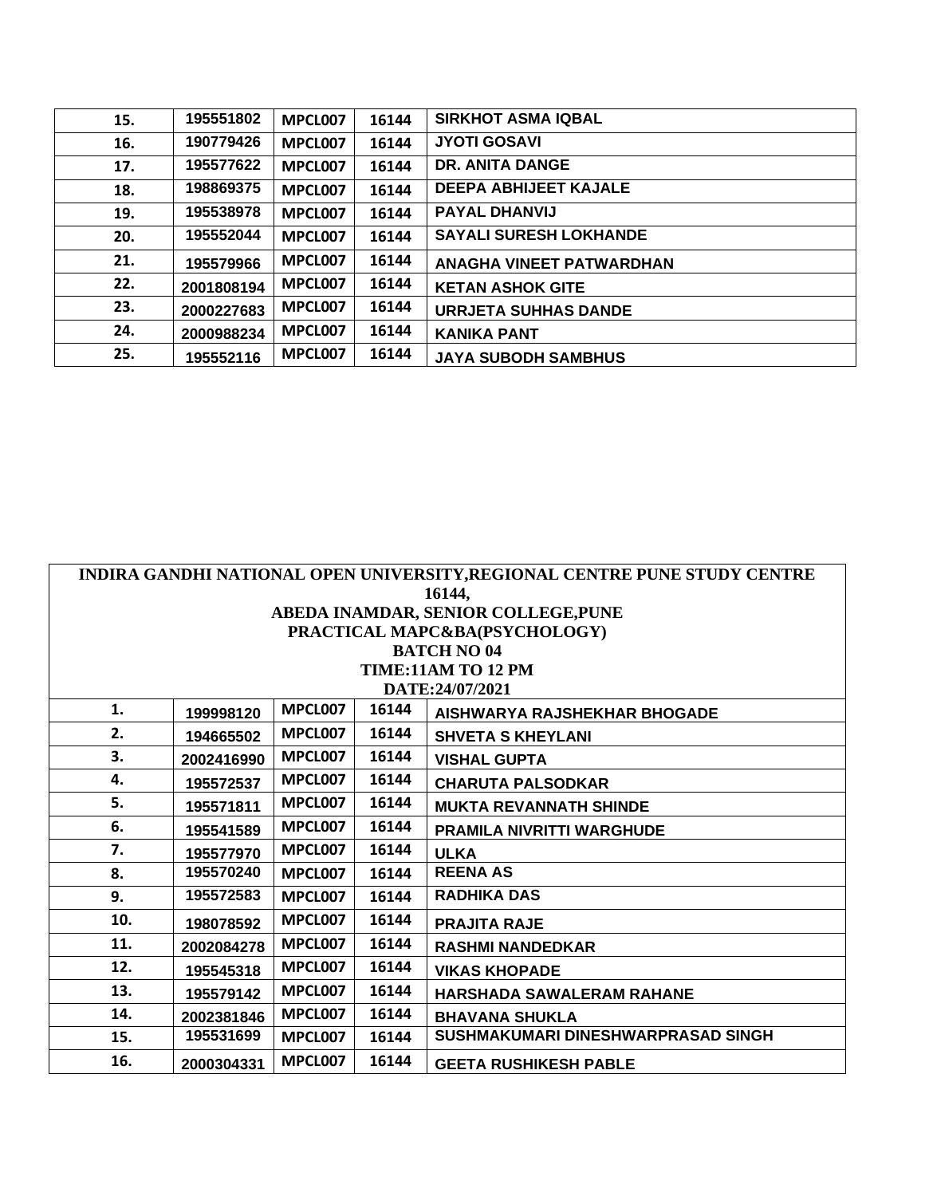| | | | | |
|---|---|---|---|---|
| 15. | 195551802 | MPCL007 | 16144 | SIRKHOT ASMA IQBAL |
| 16. | 190779426 | MPCL007 | 16144 | JYOTI GOSAVI |
| 17. | 195577622 | MPCL007 | 16144 | DR. ANITA DANGE |
| 18. | 198869375 | MPCL007 | 16144 | DEEPA ABHIJEET KAJALE |
| 19. | 195538978 | MPCL007 | 16144 | PAYAL DHANVIJ |
| 20. | 195552044 | MPCL007 | 16144 | SAYALI SURESH LOKHANDE |
| 21. | 195579966 | MPCL007 | 16144 | ANAGHA VINEET PATWARDHAN |
| 22. | 2001808194 | MPCL007 | 16144 | KETAN ASHOK GITE |
| 23. | 2000227683 | MPCL007 | 16144 | URRJETA SUHHAS DANDE |
| 24. | 2000988234 | MPCL007 | 16144 | KANIKA PANT |
| 25. | 195552116 | MPCL007 | 16144 | JAYA SUBODH SAMBHUS |

**INDIRA GANDHI NATIONAL OPEN UNIVERSITY,REGIONAL CENTRE PUNE STUDY CENTRE 16144,**
**ABEDA INAMDAR, SENIOR COLLEGE,PUNE**
**PRACTICAL MAPC&BA(PSYCHOLOGY)**
**BATCH NO 04**
**TIME:11AM TO 12 PM**
**DATE:24/07/2021**

| | | | | |
|---|---|---|---|---|
| 1. | 199998120 | MPCL007 | 16144 | AISHWARYA RAJSHEKHAR BHOGADE |
| 2. | 194665502 | MPCL007 | 16144 | SHVETA S KHEYLANI |
| 3. | 2002416990 | MPCL007 | 16144 | VISHAL GUPTA |
| 4. | 195572537 | MPCL007 | 16144 | CHARUTA PALSODKAR |
| 5. | 195571811 | MPCL007 | 16144 | MUKTA REVANNATH SHINDE |
| 6. | 195541589 | MPCL007 | 16144 | PRAMILA NIVRITTI WARGHUDE |
| 7. | 195577970 | MPCL007 | 16144 | ULKA |
| 8. | 195570240 | MPCL007 | 16144 | REENA AS |
| 9. | 195572583 | MPCL007 | 16144 | RADHIKA DAS |
| 10. | 198078592 | MPCL007 | 16144 | PRAJITA RAJE |
| 11. | 2002084278 | MPCL007 | 16144 | RASHMI NANDEDKAR |
| 12. | 195545318 | MPCL007 | 16144 | VIKAS KHOPADE |
| 13. | 195579142 | MPCL007 | 16144 | HARSHADA SAWALERAM RAHANE |
| 14. | 2002381846 | MPCL007 | 16144 | BHAVANA SHUKLA |
| 15. | 195531699 | MPCL007 | 16144 | SUSHMAKUMARI DINESHWARPRASAD SINGH |
| 16. | 2000304331 | MPCL007 | 16144 | GEETA RUSHIKESH PABLE |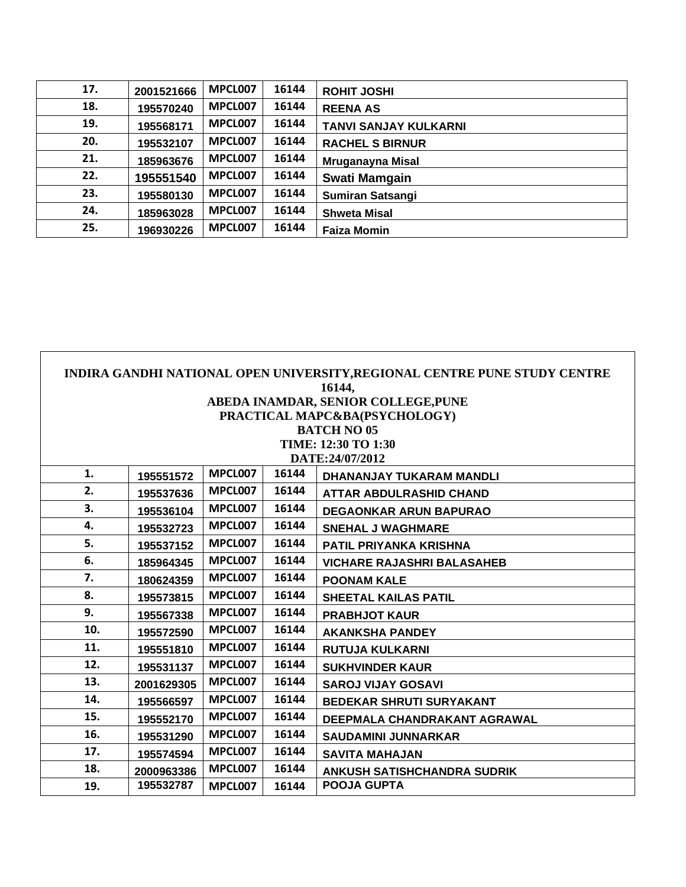| | | | | |
|---|---|---|---|---|
| 17. | 2001521666 | MPCL007 | 16144 | ROHIT JOSHI |
| 18. | 195570240 | MPCL007 | 16144 | REENA AS |
| 19. | 195568171 | MPCL007 | 16144 | TANVI SANJAY KULKARNI |
| 20. | 195532107 | MPCL007 | 16144 | RACHEL S BIRNUR |
| 21. | 185963676 | MPCL007 | 16144 | Mruganayna Misal |
| 22. | 195551540 | MPCL007 | 16144 | Swati Mamgain |
| 23. | 195580130 | MPCL007 | 16144 | Sumiran Satsangi |
| 24. | 185963028 | MPCL007 | 16144 | Shweta Misal |
| 25. | 196930226 | MPCL007 | 16144 | Faiza Momin |

**INDIRA GANDHI NATIONAL OPEN UNIVERSITY,REGIONAL CENTRE PUNE STUDY CENTRE 16144,**
**ABEDA INAMDAR, SENIOR COLLEGE,PUNE**
**PRACTICAL MAPC&BA(PSYCHOLOGY)**
**BATCH NO 05**
**TIME: 12:30 TO 1:30**
**DATE:24/07/2012**

| | | | | |
|---|---|---|---|---|
| 1. | 195551572 | MPCL007 | 16144 | DHANANJAY TUKARAM MANDLI |
| 2. | 195537636 | MPCL007 | 16144 | ATTAR ABDULRASHID CHAND |
| 3. | 195536104 | MPCL007 | 16144 | DEGAONKAR ARUN BAPURAO |
| 4. | 195532723 | MPCL007 | 16144 | SNEHAL J WAGHMARE |
| 5. | 195537152 | MPCL007 | 16144 | PATIL PRIYANKA KRISHNA |
| 6. | 185964345 | MPCL007 | 16144 | VICHARE RAJASHRI BALASAHEB |
| 7. | 180624359 | MPCL007 | 16144 | POONAM KALE |
| 8. | 195573815 | MPCL007 | 16144 | SHEETAL KAILAS PATIL |
| 9. | 195567338 | MPCL007 | 16144 | PRABHJOT KAUR |
| 10. | 195572590 | MPCL007 | 16144 | AKANKSHA PANDEY |
| 11. | 195551810 | MPCL007 | 16144 | RUTUJA KULKARNI |
| 12. | 195531137 | MPCL007 | 16144 | SUKHVINDER KAUR |
| 13. | 2001629305 | MPCL007 | 16144 | SAROJ VIJAY GOSAVI |
| 14. | 195566597 | MPCL007 | 16144 | BEDEKAR SHRUTI SURYAKANT |
| 15. | 195552170 | MPCL007 | 16144 | DEEPMALA CHANDRAKANT AGRAWAL |
| 16. | 195531290 | MPCL007 | 16144 | SAUDAMINI JUNNARKAR |
| 17. | 195574594 | MPCL007 | 16144 | SAVITA MAHAJAN |
| 18. | 2000963386 | MPCL007 | 16144 | ANKUSH SATISHCHANDRA SUDRIK |
| 19. | 195532787 | MPCL007 | 16144 | POOJA GUPTA |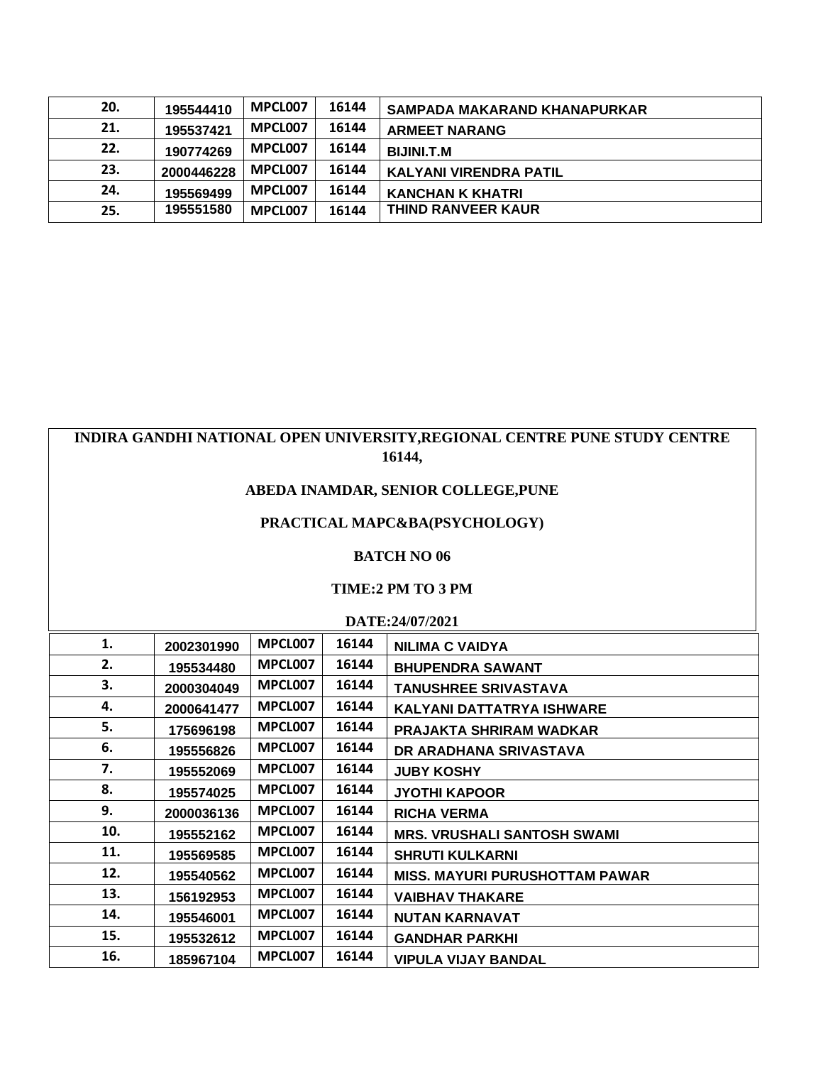| | | | | |
|---|---|---|---|---|
| 20. | 195544410 | MPCL007 | 16144 | SAMPADA MAKARAND KHANAPURKAR |
| 21. | 195537421 | MPCL007 | 16144 | ARMEET NARANG |
| 22. | 190774269 | MPCL007 | 16144 | BIJINI.T.M |
| 23. | 2000446228 | MPCL007 | 16144 | KALYANI VIRENDRA PATIL |
| 24. | 195569499 | MPCL007 | 16144 | KANCHAN K KHATRI |
| 25. | 195551580 | MPCL007 | 16144 | THIND RANVEER KAUR |

**INDIRA GANDHI NATIONAL OPEN UNIVERSITY,REGIONAL CENTRE PUNE STUDY CENTRE 16144,**

**ABEDA INAMDAR, SENIOR COLLEGE,PUNE**

**PRACTICAL MAPC&BA(PSYCHOLOGY)**

**BATCH NO 06**

**TIME:2 PM TO 3 PM**

**DATE:24/07/2021**

| | | | | |
|---|---|---|---|---|
| 1. | 2002301990 | MPCL007 | 16144 | NILIMA C VAIDYA |
| 2. | 195534480 | MPCL007 | 16144 | BHUPENDRA SAWANT |
| 3. | 2000304049 | MPCL007 | 16144 | TANUSHREE SRIVASTAVA |
| 4. | 2000641477 | MPCL007 | 16144 | KALYANI DATTATRYA ISHWARE |
| 5. | 175696198 | MPCL007 | 16144 | PRAJAKTA SHRIRAM WADKAR |
| 6. | 195556826 | MPCL007 | 16144 | DR ARADHANA SRIVASTAVA |
| 7. | 195552069 | MPCL007 | 16144 | JUBY KOSHY |
| 8. | 195574025 | MPCL007 | 16144 | JYOTHI KAPOOR |
| 9. | 2000036136 | MPCL007 | 16144 | RICHA VERMA |
| 10. | 195552162 | MPCL007 | 16144 | MRS. VRUSHALI SANTOSH SWAMI |
| 11. | 195569585 | MPCL007 | 16144 | SHRUTI KULKARNI |
| 12. | 195540562 | MPCL007 | 16144 | MISS. MAYURI PURUSHOTTAM PAWAR |
| 13. | 156192953 | MPCL007 | 16144 | VAIBHAV THAKARE |
| 14. | 195546001 | MPCL007 | 16144 | NUTAN KARNAVAT |
| 15. | 195532612 | MPCL007 | 16144 | GANDHAR PARKHI |
| 16. | 185967104 | MPCL007 | 16144 | VIPULA VIJAY BANDAL |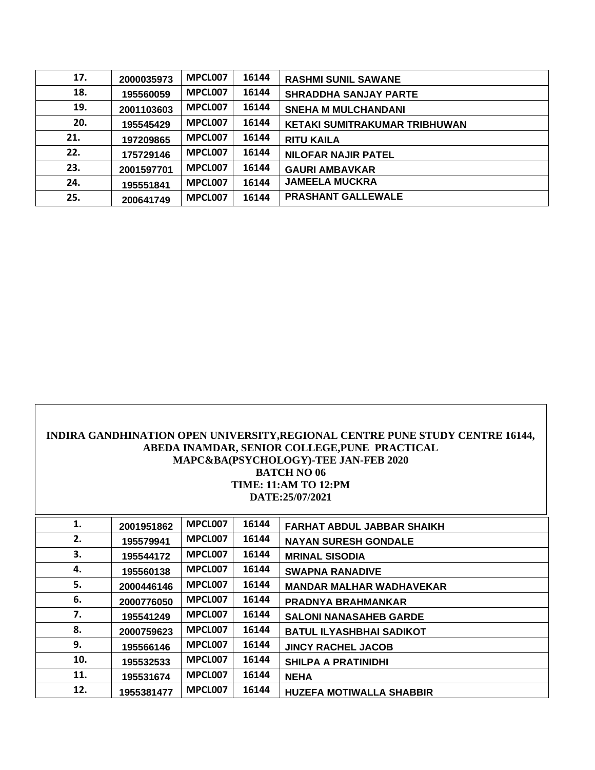| 17. | 2000035973 | MPCL007 | 16144 | RASHMI SUNIL SAWANE |
|---|---|---|---|---|
| 18. | 195560059 | MPCL007 | 16144 | SHRADDHA SANJAY PARTE |
| 19. | 2001103603 | MPCL007 | 16144 | SNEHA M MULCHANDANI |
| 20. | 195545429 | MPCL007 | 16144 | KETAKI SUMITRAKUMAR TRIBHUWAN |
| 21. | 197209865 | MPCL007 | 16144 | RITU KAILA |
| 22. | 175729146 | MPCL007 | 16144 | NILOFAR NAJIR PATEL |
| 23. | 2001597701 | MPCL007 | 16144 | GAURI AMBAVKAR |
| 24. | 195551841 | MPCL007 | 16144 | JAMEELA MUCKRA |
| 25. | 200641749 | MPCL007 | 16144 | PRASHANT GALLEWALE |

**INDIRA GANDHINATION OPEN UNIVERSITY,REGIONAL CENTRE PUNE STUDY CENTRE 16144, ABEDA INAMDAR, SENIOR COLLEGE,PUNE PRACTICAL**
**MAPC&BA(PSYCHOLOGY)-TEE JAN-FEB 2020**
**BATCH NO 06**
**TIME: 11:AM TO 12:PM**
**DATE:25/07/2021**

| 1. | 2001951862 | MPCL007 | 16144 | FARHAT ABDUL JABBAR SHAIKH |
|---|---|---|---|---|
| 2. | 195579941 | MPCL007 | 16144 | NAYAN SURESH GONDALE |
| 3. | 195544172 | MPCL007 | 16144 | MRINAL SISODIA |
| 4. | 195560138 | MPCL007 | 16144 | SWAPNA RANADIVE |
| 5. | 2000446146 | MPCL007 | 16144 | MANDAR MALHAR WADHAVEKAR |
| 6. | 2000776050 | MPCL007 | 16144 | PRADNYA BRAHMANKAR |
| 7. | 195541249 | MPCL007 | 16144 | SALONI NANASAHEB GARDE |
| 8. | 2000759623 | MPCL007 | 16144 | BATUL ILYASHBHAI SADIKOT |
| 9. | 195566146 | MPCL007 | 16144 | JINCY RACHEL JACOB |
| 10. | 195532533 | MPCL007 | 16144 | SHILPA A PRATINIDHI |
| 11. | 195531674 | MPCL007 | 16144 | NEHA |
| 12. | 1955381477 | MPCL007 | 16144 | HUZEFA MOTIWALLA SHABBIR |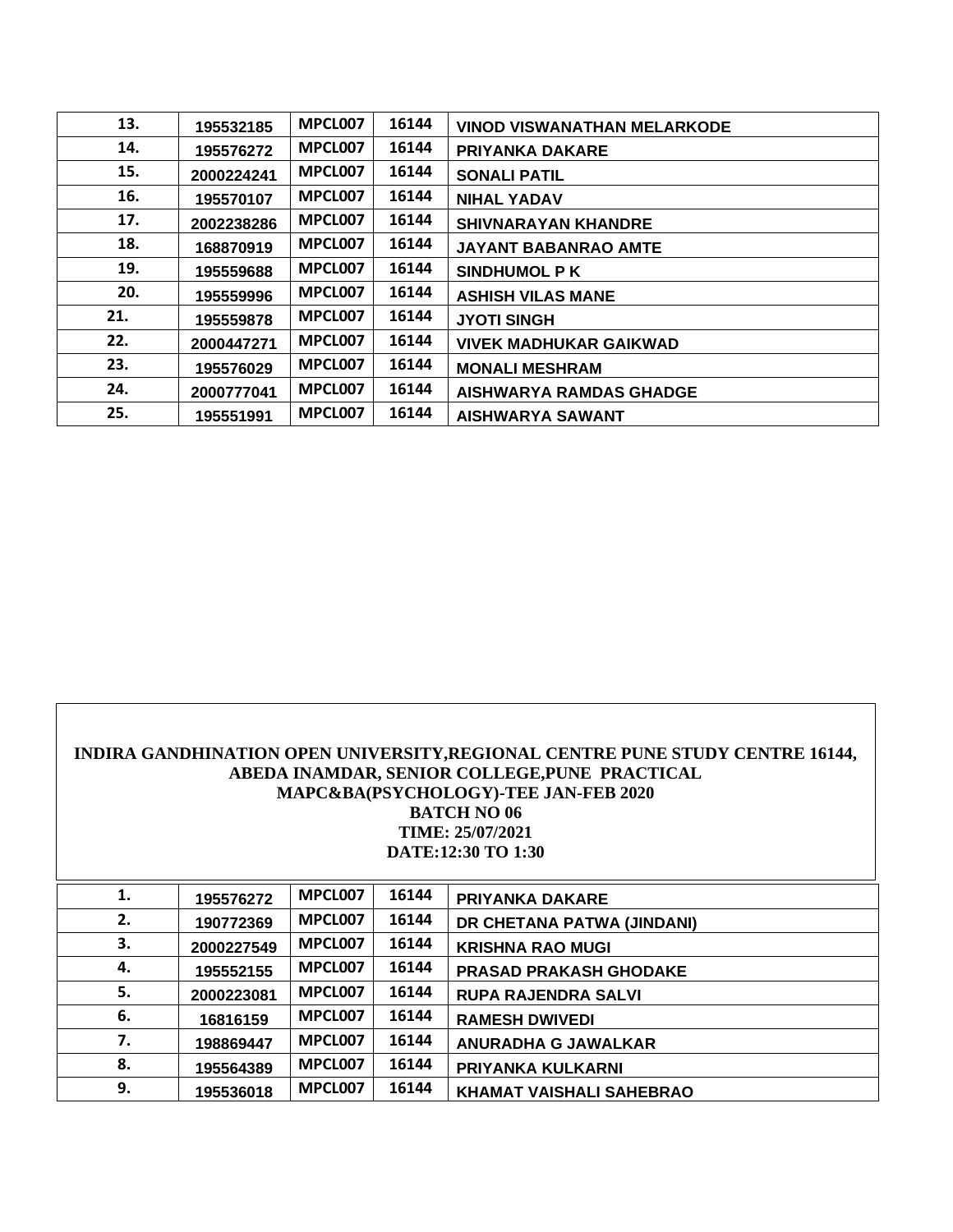| 13. | 195532185 | MPCL007 | 16144 | VINOD VISWANATHAN MELARKODE |
|---|---|---|---|---|
| 14. | 195576272 | MPCL007 | 16144 | PRIYANKA DAKARE |
| 15. | 2000224241 | MPCL007 | 16144 | SONALI PATIL |
| 16. | 195570107 | MPCL007 | 16144 | NIHAL YADAV |
| 17. | 2002238286 | MPCL007 | 16144 | SHIVNARAYAN KHANDRE |
| 18. | 168870919 | MPCL007 | 16144 | JAYANT BABANRAO AMTE |
| 19. | 195559688 | MPCL007 | 16144 | SINDHUMOL P K |
| 20. | 195559996 | MPCL007 | 16144 | ASHISH VILAS MANE |
| 21. | 195559878 | MPCL007 | 16144 | JYOTI SINGH |
| 22. | 2000447271 | MPCL007 | 16144 | VIVEK MADHUKAR GAIKWAD |
| 23. | 195576029 | MPCL007 | 16144 | MONALI MESHRAM |
| 24. | 2000777041 | MPCL007 | 16144 | AISHWARYA RAMDAS GHADGE |
| 25. | 195551991 | MPCL007 | 16144 | AISHWARYA SAWANT |

**INDIRA GANDHINATION OPEN UNIVERSITY,REGIONAL CENTRE PUNE STUDY CENTRE 16144, ABEDA INAMDAR, SENIOR COLLEGE,PUNE PRACTICAL**
**MAPC&BA(PSYCHOLOGY)-TEE JAN-FEB 2020**
**BATCH NO 06**
**TIME: 25/07/2021**
**DATE:12:30 TO 1:30**

| 1. | 195576272 | MPCL007 | 16144 | PRIYANKA DAKARE |
|---|---|---|---|---|
| 2. | 190772369 | MPCL007 | 16144 | DR CHETANA PATWA (JINDANI) |
| 3. | 2000227549 | MPCL007 | 16144 | KRISHNA RAO MUGI |
| 4. | 195552155 | MPCL007 | 16144 | PRASAD PRAKASH GHODAKE |
| 5. | 2000223081 | MPCL007 | 16144 | RUPA RAJENDRA SALVI |
| 6. | 16816159 | MPCL007 | 16144 | RAMESH DWIVEDI |
| 7. | 198869447 | MPCL007 | 16144 | ANURADHA G JAWALKAR |
| 8. | 195564389 | MPCL007 | 16144 | PRIYANKA KULKARNI |
| 9. | 195536018 | MPCL007 | 16144 | KHAMAT VAISHALI SAHEBRAO |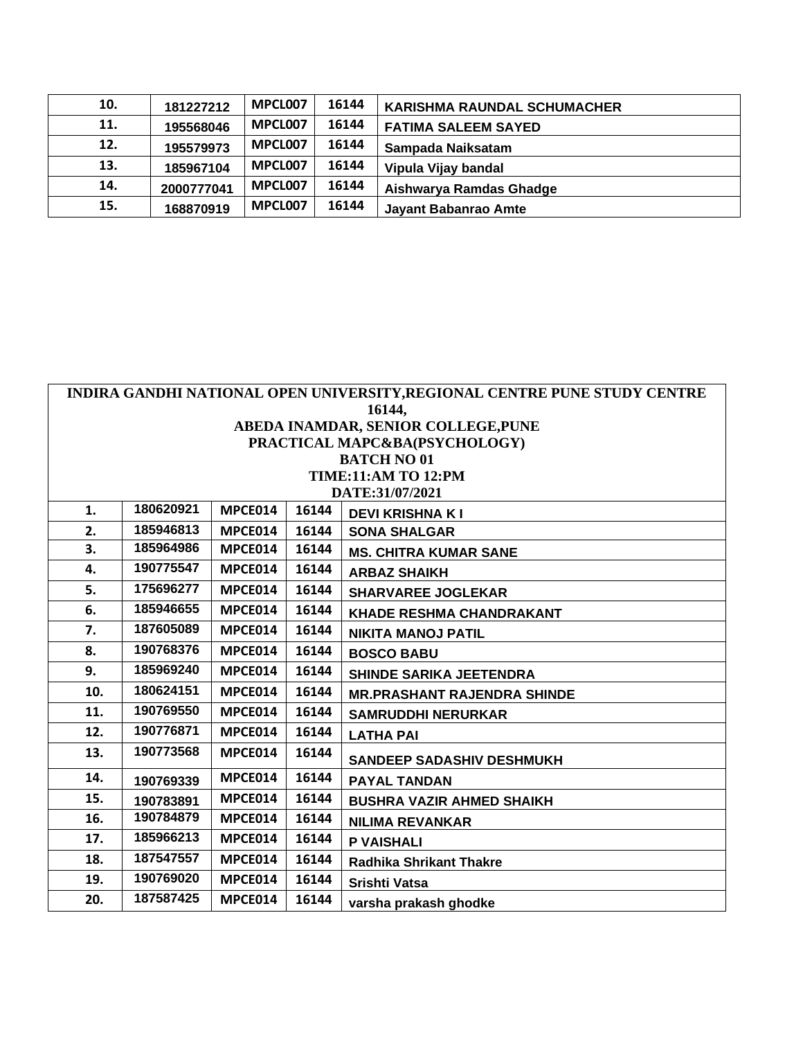| | | | | |
|---|---|---|---|---|
| 10. | 181227212 | MPCL007 | 16144 | KARISHMA RAUNDAL SCHUMACHER |
| 11. | 195568046 | MPCL007 | 16144 | FATIMA SALEEM SAYED |
| 12. | 195579973 | MPCL007 | 16144 | Sampada Naiksatam |
| 13. | 185967104 | MPCL007 | 16144 | Vipula Vijay bandal |
| 14. | 2000777041 | MPCL007 | 16144 | Aishwarya Ramdas Ghadge |
| 15. | 168870919 | MPCL007 | 16144 | Jayant Babanrao Amte |

**INDIRA GANDHI NATIONAL OPEN UNIVERSITY,REGIONAL CENTRE PUNE STUDY CENTRE 16144,**
**ABEDA INAMDAR, SENIOR COLLEGE,PUNE**
**PRACTICAL MAPC&BA(PSYCHOLOGY)**
**BATCH NO 01**
**TIME:11:AM TO 12:PM**
**DATE:31/07/2021**

| | | | | |
|---|---|---|---|---|
| 1. | 180620921 | MPCE014 | 16144 | DEVI KRISHNA K I |
| 2. | 185946813 | MPCE014 | 16144 | SONA SHALGAR |
| 3. | 185964986 | MPCE014 | 16144 | MS. CHITRA KUMAR SANE |
| 4. | 190775547 | MPCE014 | 16144 | ARBAZ SHAIKH |
| 5. | 175696277 | MPCE014 | 16144 | SHARVAREE JOGLEKAR |
| 6. | 185946655 | MPCE014 | 16144 | KHADE RESHMA CHANDRAKANT |
| 7. | 187605089 | MPCE014 | 16144 | NIKITA MANOJ PATIL |
| 8. | 190768376 | MPCE014 | 16144 | BOSCO BABU |
| 9. | 185969240 | MPCE014 | 16144 | SHINDE SARIKA JEETENDRA |
| 10. | 180624151 | MPCE014 | 16144 | MR.PRASHANT RAJENDRA SHINDE |
| 11. | 190769550 | MPCE014 | 16144 | SAMRUDDHI NERURKAR |
| 12. | 190776871 | MPCE014 | 16144 | LATHA PAI |
| 13. | 190773568 | MPCE014 | 16144 | SANDEEP SADASHIV DESHMUKH |
| 14. | 190769339 | MPCE014 | 16144 | PAYAL TANDAN |
| 15. | 190783891 | MPCE014 | 16144 | BUSHRA VAZIR AHMED SHAIKH |
| 16. | 190784879 | MPCE014 | 16144 | NILIMA REVANKAR |
| 17. | 185966213 | MPCE014 | 16144 | P VAISHALI |
| 18. | 187547557 | MPCE014 | 16144 | Radhika Shrikant Thakre |
| 19. | 190769020 | MPCE014 | 16144 | Srishti Vatsa |
| 20. | 187587425 | MPCE014 | 16144 | varsha prakash ghodke |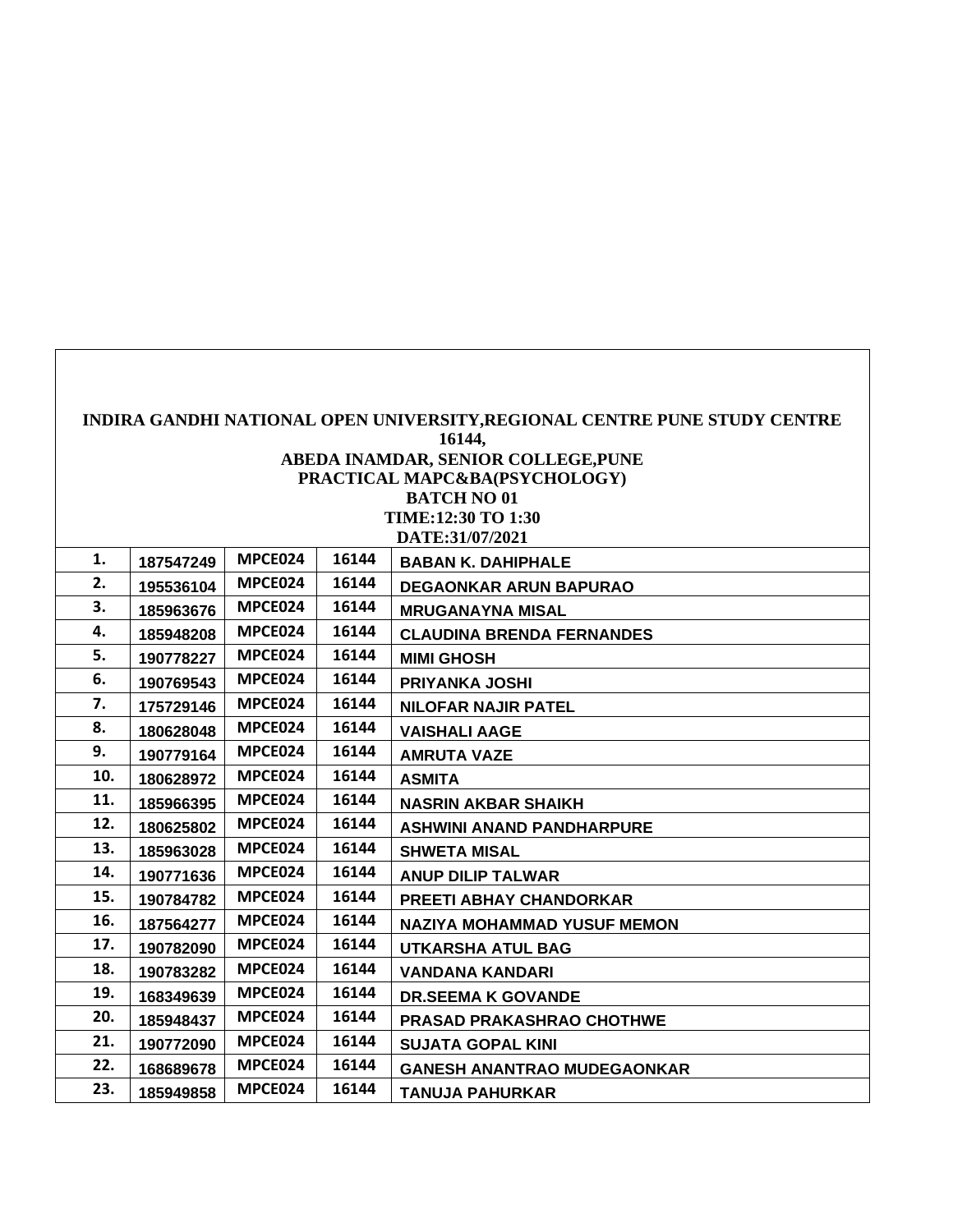**INDIRA GANDHI NATIONAL OPEN UNIVERSITY,REGIONAL CENTRE PUNE STUDY CENTRE 16144,**

**ABEDA INAMDAR, SENIOR COLLEGE,PUNE**

**PRACTICAL MAPC&BA(PSYCHOLOGY)**

**BATCH NO 01**

**TIME:12:30 TO 1:30**

**DATE:31/07/2021**

| | | | | |
|---|---|---|---|---|
| 1. | 187547249 | MPCE024 | 16144 | BABAN K. DAHIPHALE |
| 2. | 195536104 | MPCE024 | 16144 | DEGAONKAR ARUN BAPURAO |
| 3. | 185963676 | MPCE024 | 16144 | MRUGANAYNA MISAL |
| 4. | 185948208 | MPCE024 | 16144 | CLAUDINA BRENDA FERNANDES |
| 5. | 190778227 | MPCE024 | 16144 | MIMI GHOSH |
| 6. | 190769543 | MPCE024 | 16144 | PRIYANKA JOSHI |
| 7. | 175729146 | MPCE024 | 16144 | NILOFAR NAJIR PATEL |
| 8. | 180628048 | MPCE024 | 16144 | VAISHALI AAGE |
| 9. | 190779164 | MPCE024 | 16144 | AMRUTA VAZE |
| 10. | 180628972 | MPCE024 | 16144 | ASMITA |
| 11. | 185966395 | MPCE024 | 16144 | NASRIN AKBAR SHAIKH |
| 12. | 180625802 | MPCE024 | 16144 | ASHWINI ANAND PANDHARPURE |
| 13. | 185963028 | MPCE024 | 16144 | SHWETA MISAL |
| 14. | 190771636 | MPCE024 | 16144 | ANUP DILIP TALWAR |
| 15. | 190784782 | MPCE024 | 16144 | PREETI ABHAY CHANDORKAR |
| 16. | 187564277 | MPCE024 | 16144 | NAZIYA MOHAMMAD YUSUF MEMON |
| 17. | 190782090 | MPCE024 | 16144 | UTKARSHA ATUL BAG |
| 18. | 190783282 | MPCE024 | 16144 | VANDANA KANDARI |
| 19. | 168349639 | MPCE024 | 16144 | DR.SEEMA K GOVANDE |
| 20. | 185948437 | MPCE024 | 16144 | PRASAD PRAKASHRAO CHOTHWE |
| 21. | 190772090 | MPCE024 | 16144 | SUJATA GOPAL KINI |
| 22. | 168689678 | MPCE024 | 16144 | GANESH ANANTRAO MUDEGAONKAR |
| 23. | 185949858 | MPCE024 | 16144 | TANUJA PAHURKAR |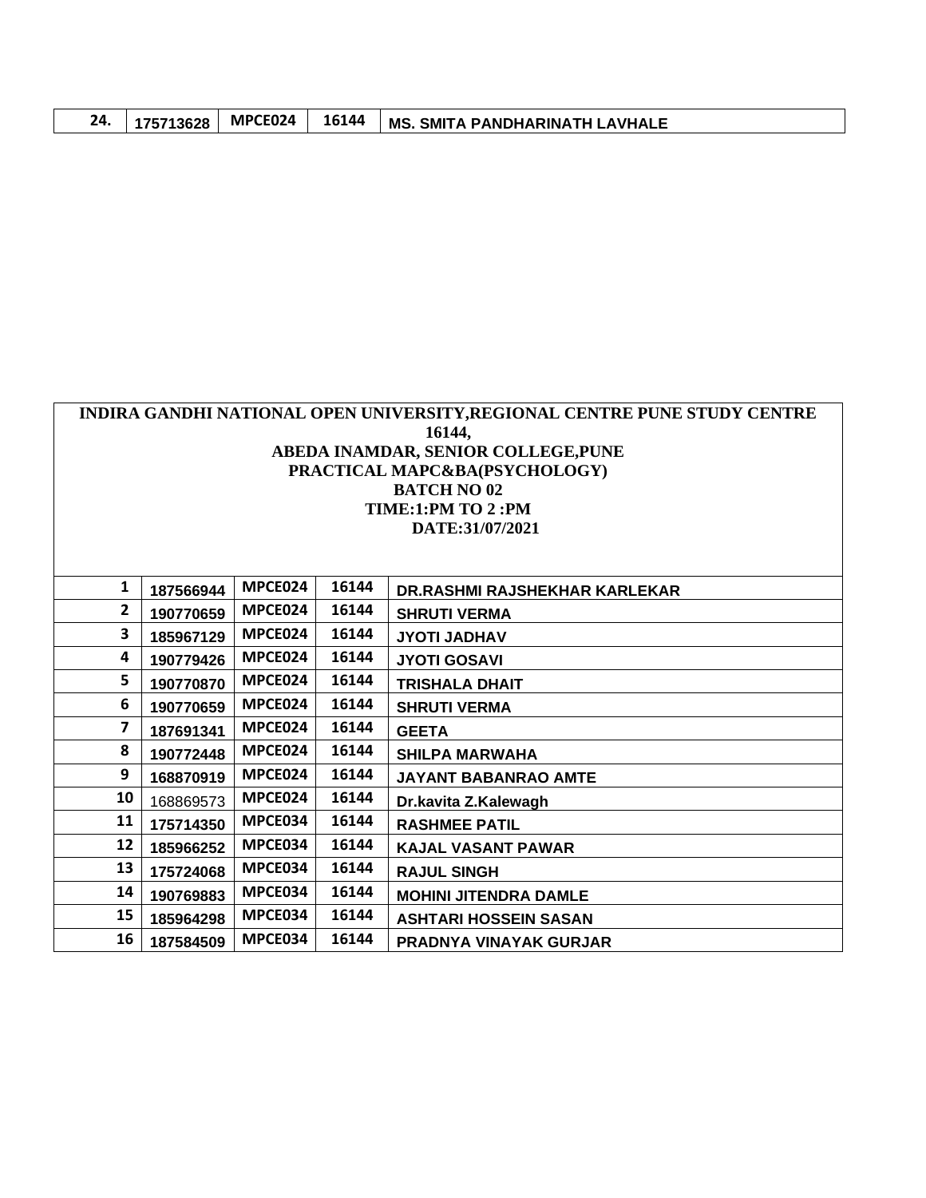| | | | | |
|---|---|---|---|---|
| 24. | 175713628 | MPCE024 | 16144 | MS. SMITA PANDHARINATH LAVHALE |

**INDIRA GANDHI NATIONAL OPEN UNIVERSITY,REGIONAL CENTRE PUNE STUDY CENTRE 16144,**

**ABEDA INAMDAR, SENIOR COLLEGE,PUNE**

**PRACTICAL MAPC&BA(PSYCHOLOGY)**

**BATCH NO 02**

**TIME:1:PM TO 2 :PM**

**DATE:31/07/2021**

| | | | | |
|---|---|---|---|---|
| 1 | 187566944 | MPCE024 | 16144 | DR.RASHMI RAJSHEKHAR KARLEKAR |
| 2 | 190770659 | MPCE024 | 16144 | SHRUTI VERMA |
| 3 | 185967129 | MPCE024 | 16144 | JYOTI JADHAV |
| 4 | 190779426 | MPCE024 | 16144 | JYOTI GOSAVI |
| 5 | 190770870 | MPCE024 | 16144 | TRISHALA DHAIT |
| 6 | 190770659 | MPCE024 | 16144 | SHRUTI VERMA |
| 7 | 187691341 | MPCE024 | 16144 | GEETA |
| 8 | 190772448 | MPCE024 | 16144 | SHILPA MARWAHA |
| 9 | 168870919 | MPCE024 | 16144 | JAYANT BABANRAO AMTE |
| 10 | 168869573 | MPCE024 | 16144 | Dr.kavita Z.Kalewagh |
| 11 | 175714350 | MPCE034 | 16144 | RASHMEE PATIL |
| 12 | 185966252 | MPCE034 | 16144 | KAJAL VASANT PAWAR |
| 13 | 175724068 | MPCE034 | 16144 | RAJUL SINGH |
| 14 | 190769883 | MPCE034 | 16144 | MOHINI JITENDRA DAMLE |
| 15 | 185964298 | MPCE034 | 16144 | ASHTARI HOSSEIN SASAN |
| 16 | 187584509 | MPCE034 | 16144 | PRADNYA VINAYAK GURJAR |